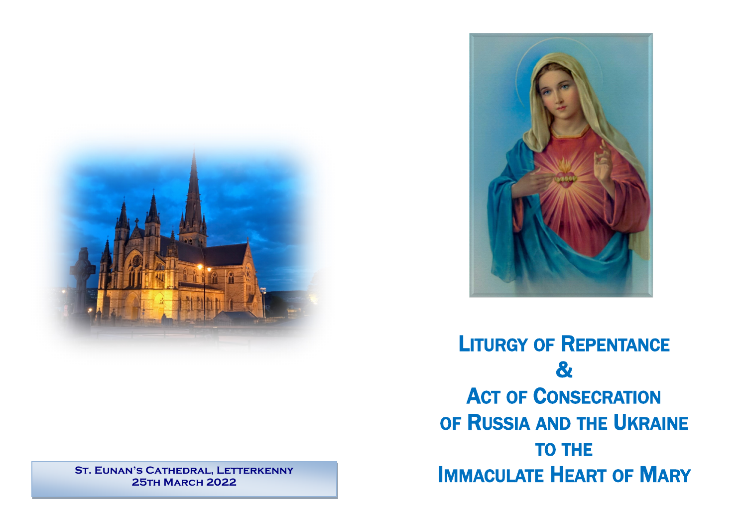**St. Eunan's Cathedral, Letterkenny**
**25th March 2022**

# Liturgy of Repentance & Act of Consecration of Russia and the Ukraine to the Immaculate Heart of Mary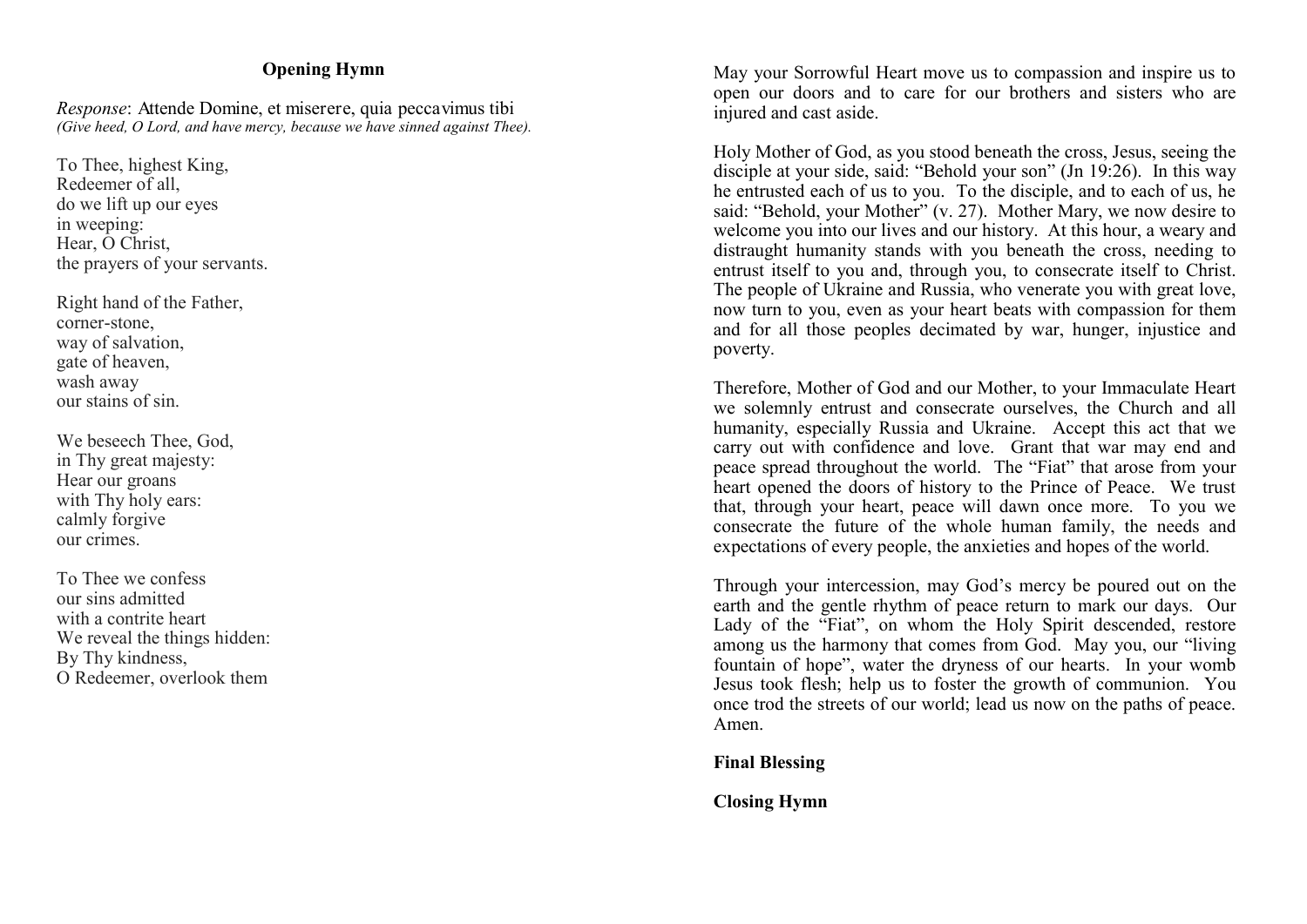## Opening Hymn

*Response*: Attende Domine, et miserere, quia peccavimus tibi
*(Give heed, O Lord, and have mercy, because we have sinned against Thee).*

To Thee, highest King,
Redeemer of all,
do we lift up our eyes
in weeping:
Hear, O Christ,
the prayers of your servants.

Right hand of the Father,
corner-stone,
way of salvation,
gate of heaven,
wash away
our stains of sin.

We beseech Thee, God,
in Thy great majesty:
Hear our groans
with Thy holy ears:
calmly forgive
our crimes.

To Thee we confess
our sins admitted
with a contrite heart
We reveal the things hidden:
By Thy kindness,
O Redeemer, overlook them

May your Sorrowful Heart move us to compassion and inspire us to open our doors and to care for our brothers and sisters who are injured and cast aside.

Holy Mother of God, as you stood beneath the cross, Jesus, seeing the disciple at your side, said: "Behold your son" (Jn 19:26). In this way he entrusted each of us to you. To the disciple, and to each of us, he said: "Behold, your Mother" (v. 27). Mother Mary, we now desire to welcome you into our lives and our history. At this hour, a weary and distraught humanity stands with you beneath the cross, needing to entrust itself to you and, through you, to consecrate itself to Christ. The people of Ukraine and Russia, who venerate you with great love, now turn to you, even as your heart beats with compassion for them and for all those peoples decimated by war, hunger, injustice and poverty.

Therefore, Mother of God and our Mother, to your Immaculate Heart we solemnly entrust and consecrate ourselves, the Church and all humanity, especially Russia and Ukraine. Accept this act that we carry out with confidence and love. Grant that war may end and peace spread throughout the world. The "Fiat" that arose from your heart opened the doors of history to the Prince of Peace. We trust that, through your heart, peace will dawn once more. To you we consecrate the future of the whole human family, the needs and expectations of every people, the anxieties and hopes of the world.

Through your intercession, may God's mercy be poured out on the earth and the gentle rhythm of peace return to mark our days. Our Lady of the "Fiat", on whom the Holy Spirit descended, restore among us the harmony that comes from God. May you, our "living fountain of hope", water the dryness of our hearts. In your womb Jesus took flesh; help us to foster the growth of communion. You once trod the streets of our world; lead us now on the paths of peace. Amen.

**Final Blessing**

**Closing Hymn**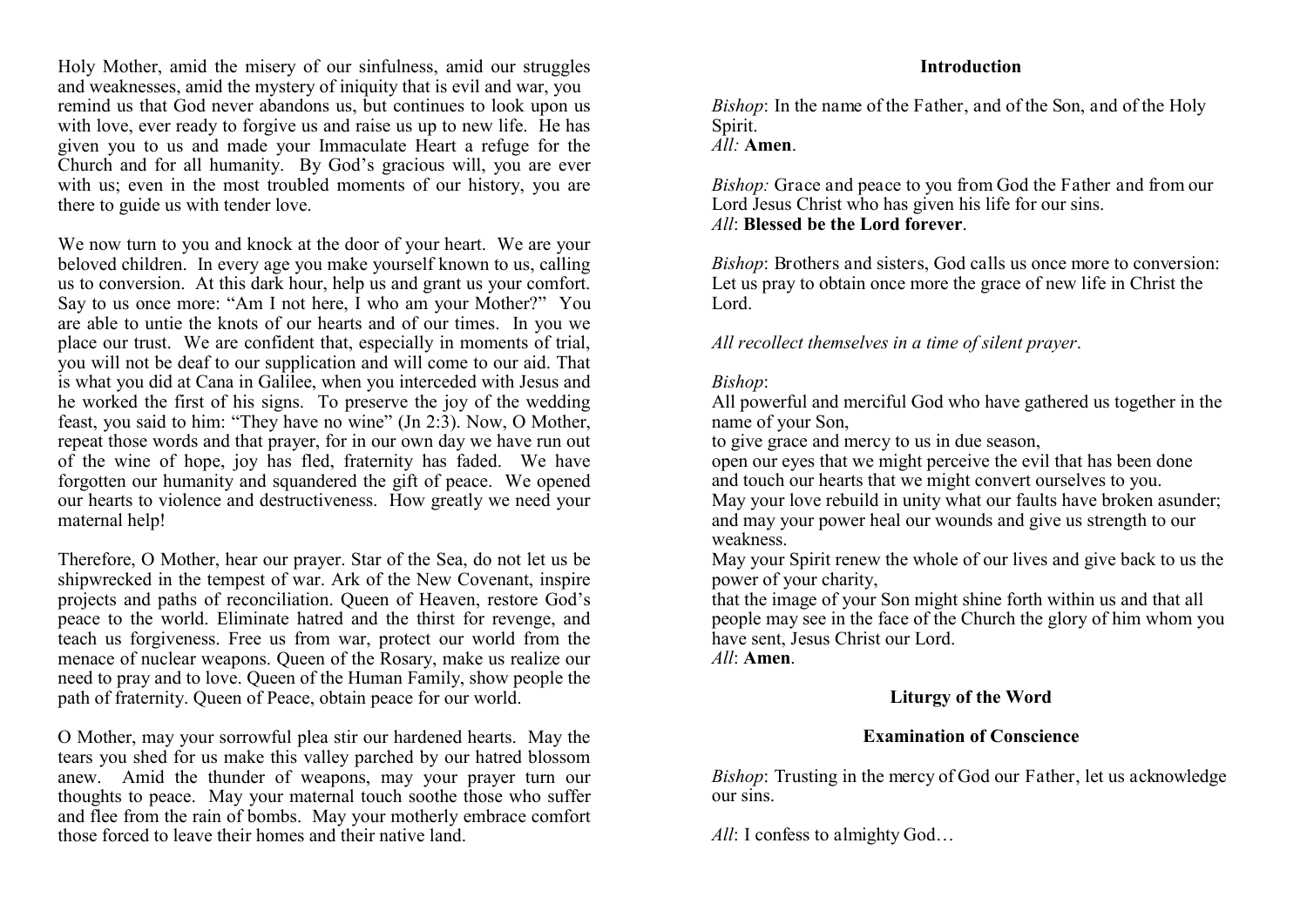Holy Mother, amid the misery of our sinfulness, amid our struggles and weaknesses, amid the mystery of iniquity that is evil and war, you remind us that God never abandons us, but continues to look upon us with love, ever ready to forgive us and raise us up to new life. He has given you to us and made your Immaculate Heart a refuge for the Church and for all humanity. By God's gracious will, you are ever with us; even in the most troubled moments of our history, you are there to guide us with tender love.

We now turn to you and knock at the door of your heart. We are your beloved children. In every age you make yourself known to us, calling us to conversion. At this dark hour, help us and grant us your comfort. Say to us once more: "Am I not here, I who am your Mother?" You are able to untie the knots of our hearts and of our times. In you we place our trust. We are confident that, especially in moments of trial, you will not be deaf to our supplication and will come to our aid. That is what you did at Cana in Galilee, when you interceded with Jesus and he worked the first of his signs. To preserve the joy of the wedding feast, you said to him: "They have no wine" (Jn 2:3). Now, O Mother, repeat those words and that prayer, for in our own day we have run out of the wine of hope, joy has fled, fraternity has faded. We have forgotten our humanity and squandered the gift of peace. We opened our hearts to violence and destructiveness. How greatly we need your maternal help!

Therefore, O Mother, hear our prayer. Star of the Sea, do not let us be shipwrecked in the tempest of war. Ark of the New Covenant, inspire projects and paths of reconciliation. Queen of Heaven, restore God's peace to the world. Eliminate hatred and the thirst for revenge, and teach us forgiveness. Free us from war, protect our world from the menace of nuclear weapons. Queen of the Rosary, make us realize our need to pray and to love. Queen of the Human Family, show people the path of fraternity. Queen of Peace, obtain peace for our world.

O Mother, may your sorrowful plea stir our hardened hearts. May the tears you shed for us make this valley parched by our hatred blossom anew. Amid the thunder of weapons, may your prayer turn our thoughts to peace. May your maternal touch soothe those who suffer and flee from the rain of bombs. May your motherly embrace comfort those forced to leave their homes and their native land.

## Introduction

*Bishop*: In the name of the Father, and of the Son, and of the Holy Spirit.
*All:* **Amen**.

*Bishop:* Grace and peace to you from God the Father and from our Lord Jesus Christ who has given his life for our sins.
*All*: **Blessed be the Lord forever**.

*Bishop*: Brothers and sisters, God calls us once more to conversion: Let us pray to obtain once more the grace of new life in Christ the Lord.

*All recollect themselves in a time of silent prayer*.

*Bishop*:
All powerful and merciful God who have gathered us together in the name of your Son,
to give grace and mercy to us in due season,
open our eyes that we might perceive the evil that has been done
and touch our hearts that we might convert ourselves to you.
May your love rebuild in unity what our faults have broken asunder;
and may your power heal our wounds and give us strength to our weakness.
May your Spirit renew the whole of our lives and give back to us the power of your charity,
that the image of your Son might shine forth within us and that all people may see in the face of the Church the glory of him whom you have sent, Jesus Christ our Lord.
*All*: **Amen**.

## Liturgy of the Word

### Examination of Conscience

*Bishop*: Trusting in the mercy of God our Father, let us acknowledge our sins.

*All*: I confess to almighty God…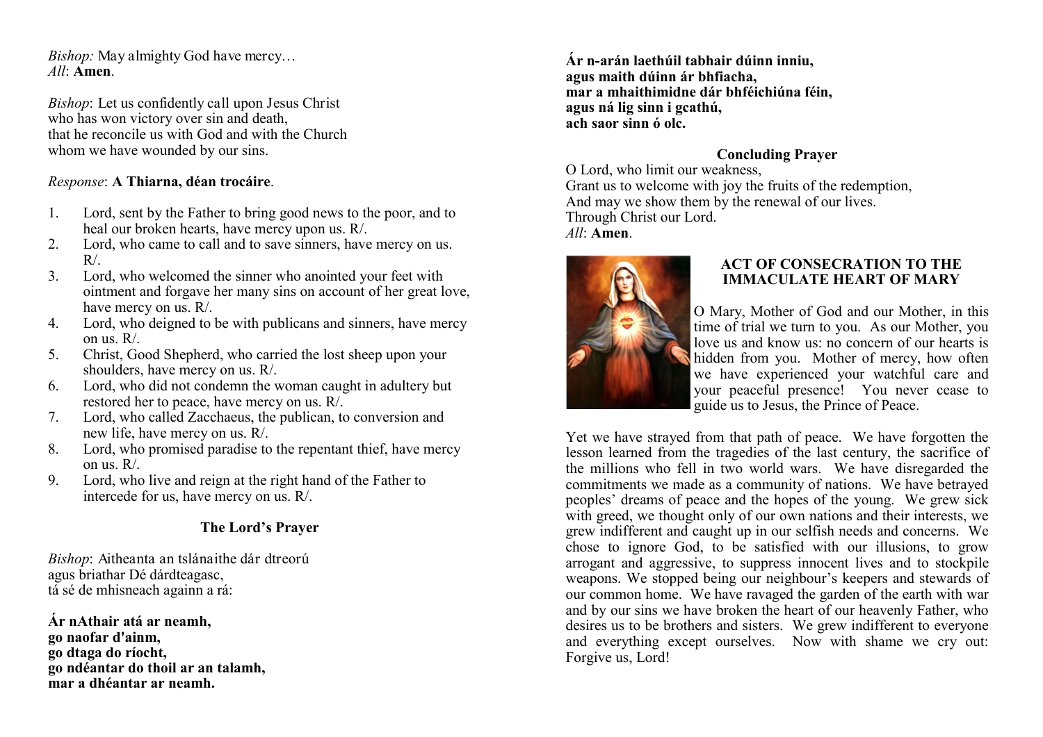*Bishop:* May almighty God have mercy…
*All*: **Amen**.

*Bishop*: Let us confidently call upon Jesus Christ
who has won victory over sin and death,
that he reconcile us with God and with the Church
whom we have wounded by our sins.

*Response*: **A Thiarna, déan trocáire**.

1. Lord, sent by the Father to bring good news to the poor, and to heal our broken hearts, have mercy upon us. R/.
2. Lord, who came to call and to save sinners, have mercy on us. R/.
3. Lord, who welcomed the sinner who anointed your feet with ointment and forgave her many sins on account of her great love, have mercy on us. R/.
4. Lord, who deigned to be with publicans and sinners, have mercy on us. R/.
5. Christ, Good Shepherd, who carried the lost sheep upon your shoulders, have mercy on us. R/.
6. Lord, who did not condemn the woman caught in adultery but restored her to peace, have mercy on us. R/.
7. Lord, who called Zacchaeus, the publican, to conversion and new life, have mercy on us. R/.
8. Lord, who promised paradise to the repentant thief, have mercy on us. R/.
9. Lord, who live and reign at the right hand of the Father to intercede for us, have mercy on us. R/.

### The Lord's Prayer

*Bishop*: Aitheanta an tslánaithe dár dtreorú
agus briathar Dé dárdteagasc,
tá sé de mhisneach againn a rá:

**Ár nAthair atá ar neamh,**
**go naofar d'ainm,**
**go dtaga do ríocht,**
**go ndéantar do thoil ar an talamh,**
**mar a dhéantar ar neamh.**
**Ár n-arán laethúil tabhair dúinn inniu,**
**agus maith dúinn ár bhfiacha,**
**mar a mhaithimidne dár bhféichiúna féin,**
**agus ná lig sinn i gcathú,**
**ach saor sinn ó olc.**

### Concluding Prayer

O Lord, who limit our weakness,
Grant us to welcome with joy the fruits of the redemption,
And may we show them by the renewal of our lives.
Through Christ our Lord.
*All*: **Amen**.

### ACT OF CONSECRATION TO THE IMMACULATE HEART OF MARY

O Mary, Mother of God and our Mother, in this time of trial we turn to you. As our Mother, you love us and know us: no concern of our hearts is hidden from you. Mother of mercy, how often we have experienced your watchful care and your peaceful presence! You never cease to guide us to Jesus, the Prince of Peace.

Yet we have strayed from that path of peace. We have forgotten the lesson learned from the tragedies of the last century, the sacrifice of the millions who fell in two world wars. We have disregarded the commitments we made as a community of nations. We have betrayed peoples' dreams of peace and the hopes of the young. We grew sick with greed, we thought only of our own nations and their interests, we grew indifferent and caught up in our selfish needs and concerns. We chose to ignore God, to be satisfied with our illusions, to grow arrogant and aggressive, to suppress innocent lives and to stockpile weapons. We stopped being our neighbour's keepers and stewards of our common home. We have ravaged the garden of the earth with war and by our sins we have broken the heart of our heavenly Father, who desires us to be brothers and sisters. We grew indifferent to everyone and everything except ourselves. Now with shame we cry out: Forgive us, Lord!